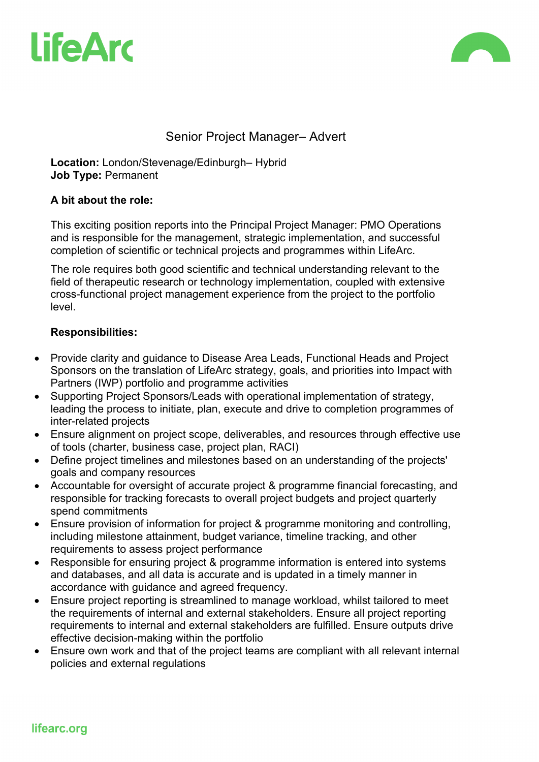# Senior Project Manager– Advert

**Location:** London/Stevenage/Edinburgh– Hybrid
**Job Type:** Permanent

**A bit about the role:**

This exciting position reports into the Principal Project Manager: PMO Operations and is responsible for the management, strategic implementation, and successful completion of scientific or technical projects and programmes within LifeArc.

The role requires both good scientific and technical understanding relevant to the field of therapeutic research or technology implementation, coupled with extensive cross-functional project management experience from the project to the portfolio level.

**Responsibilities:**

- Provide clarity and guidance to Disease Area Leads, Functional Heads and Project Sponsors on the translation of LifeArc strategy, goals, and priorities into Impact with Partners (IWP) portfolio and programme activities
- Supporting Project Sponsors/Leads with operational implementation of strategy, leading the process to initiate, plan, execute and drive to completion programmes of inter-related projects
- Ensure alignment on project scope, deliverables, and resources through effective use of tools (charter, business case, project plan, RACI)
- Define project timelines and milestones based on an understanding of the projects' goals and company resources
- Accountable for oversight of accurate project & programme financial forecasting, and responsible for tracking forecasts to overall project budgets and project quarterly spend commitments
- Ensure provision of information for project & programme monitoring and controlling, including milestone attainment, budget variance, timeline tracking, and other requirements to assess project performance
- Responsible for ensuring project & programme information is entered into systems and databases, and all data is accurate and is updated in a timely manner in accordance with guidance and agreed frequency.
- Ensure project reporting is streamlined to manage workload, whilst tailored to meet the requirements of internal and external stakeholders. Ensure all project reporting requirements to internal and external stakeholders are fulfilled. Ensure outputs drive effective decision-making within the portfolio
- Ensure own work and that of the project teams are compliant with all relevant internal policies and external regulations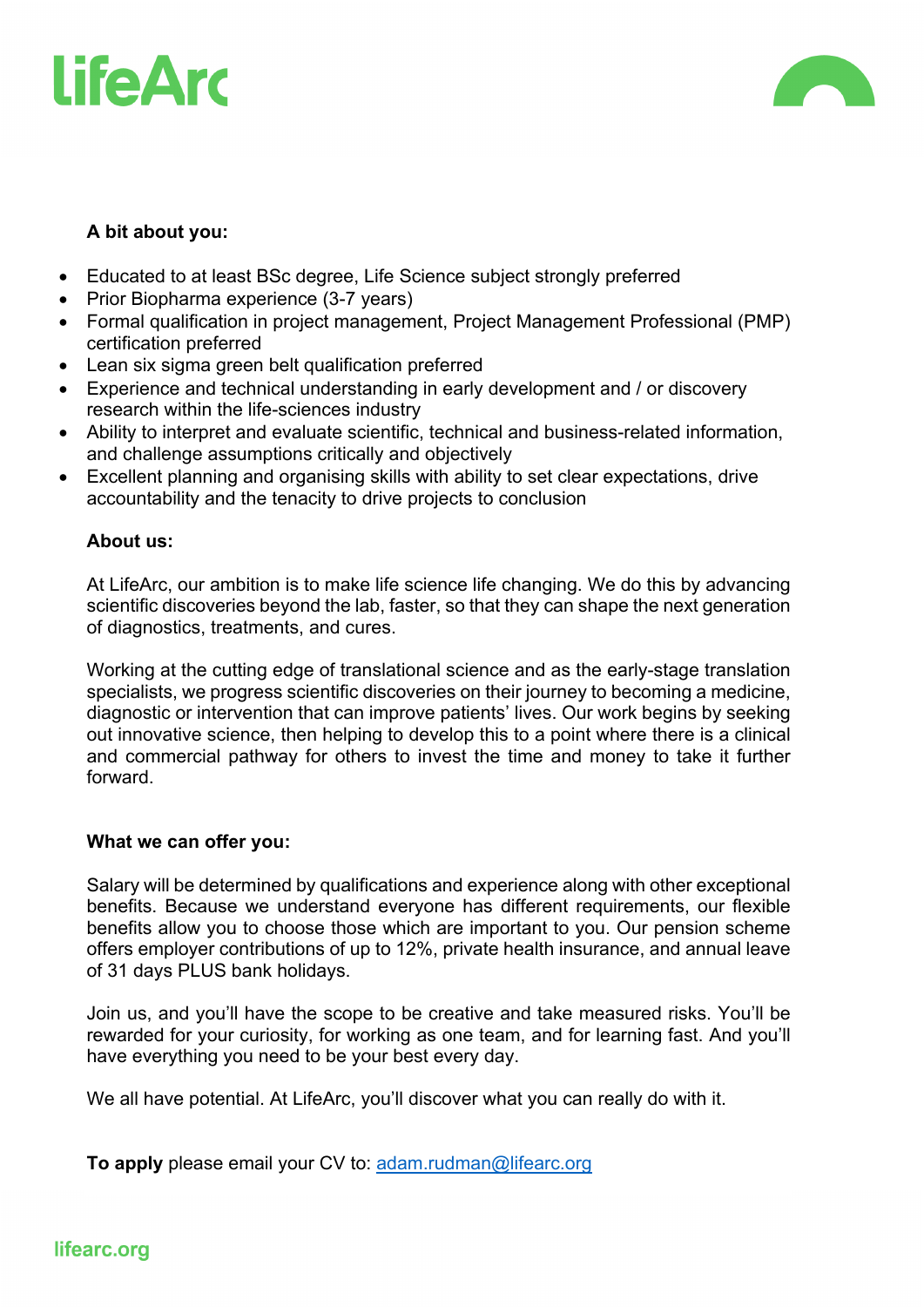**A bit about you:**

- Educated to at least BSc degree, Life Science subject strongly preferred
- Prior Biopharma experience (3-7 years)
- Formal qualification in project management, Project Management Professional (PMP) certification preferred
- Lean six sigma green belt qualification preferred
- Experience and technical understanding in early development and / or discovery research within the life-sciences industry
- Ability to interpret and evaluate scientific, technical and business-related information, and challenge assumptions critically and objectively
- Excellent planning and organising skills with ability to set clear expectations, drive accountability and the tenacity to drive projects to conclusion

**About us:**

At LifeArc, our ambition is to make life science life changing. We do this by advancing scientific discoveries beyond the lab, faster, so that they can shape the next generation of diagnostics, treatments, and cures.

Working at the cutting edge of translational science and as the early-stage translation specialists, we progress scientific discoveries on their journey to becoming a medicine, diagnostic or intervention that can improve patients' lives. Our work begins by seeking out innovative science, then helping to develop this to a point where there is a clinical and commercial pathway for others to invest the time and money to take it further forward.

**What we can offer you:**

Salary will be determined by qualifications and experience along with other exceptional benefits. Because we understand everyone has different requirements, our flexible benefits allow you to choose those which are important to you. Our pension scheme offers employer contributions of up to 12%, private health insurance, and annual leave of 31 days PLUS bank holidays.

Join us, and you'll have the scope to be creative and take measured risks. You'll be rewarded for your curiosity, for working as one team, and for learning fast. And you'll have everything you need to be your best every day.

We all have potential. At LifeArc, you'll discover what you can really do with it.

**To apply** please email your CV to: adam.rudman@lifearc.org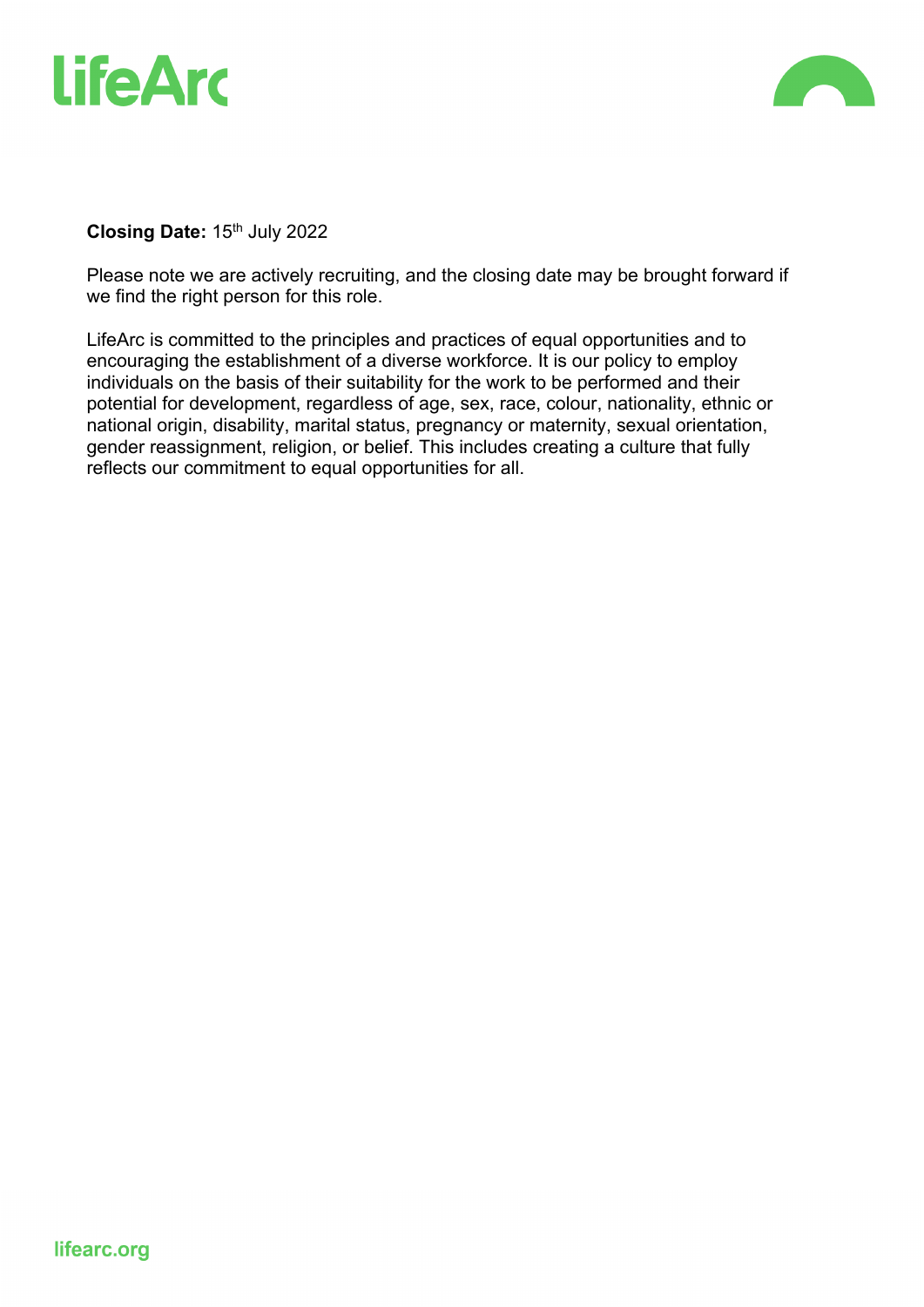**Closing Date:** 15th July 2022

Please note we are actively recruiting, and the closing date may be brought forward if we find the right person for this role.

LifeArc is committed to the principles and practices of equal opportunities and to encouraging the establishment of a diverse workforce. It is our policy to employ individuals on the basis of their suitability for the work to be performed and their potential for development, regardless of age, sex, race, colour, nationality, ethnic or national origin, disability, marital status, pregnancy or maternity, sexual orientation, gender reassignment, religion, or belief. This includes creating a culture that fully reflects our commitment to equal opportunities for all.